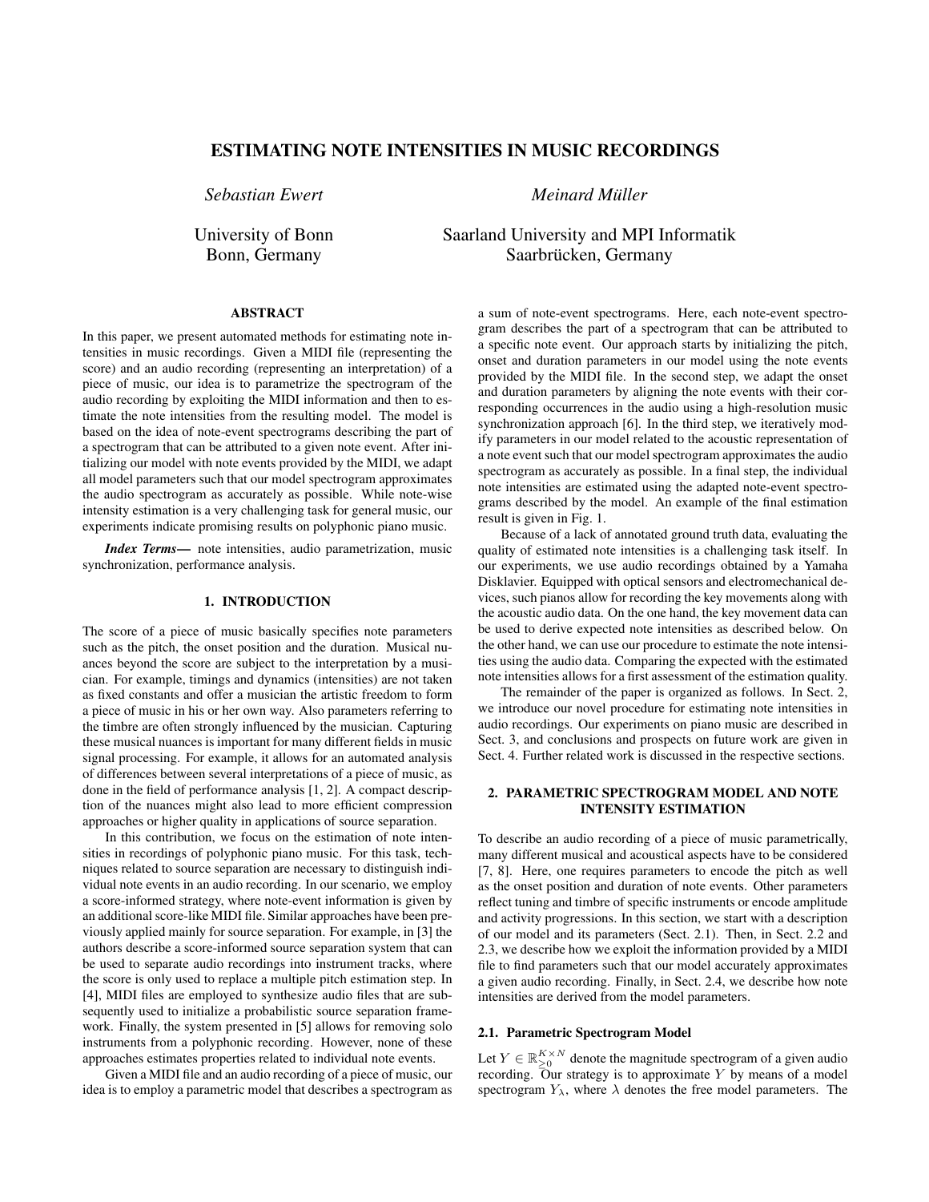# ESTIMATING NOTE INTENSITIES IN MUSIC RECORDINGS

*Sebastian Ewert*

University of Bonn
Bonn, Germany

*Meinard Müller*

Saarland University and MPI Informatik
Saarbrücken, Germany

## ABSTRACT

In this paper, we present automated methods for estimating note intensities in music recordings. Given a MIDI file (representing the score) and an audio recording (representing an interpretation) of a piece of music, our idea is to parametrize the spectrogram of the audio recording by exploiting the MIDI information and then to estimate the note intensities from the resulting model. The model is based on the idea of note-event spectrograms describing the part of a spectrogram that can be attributed to a given note event. After initializing our model with note events provided by the MIDI, we adapt all model parameters such that our model spectrogram approximates the audio spectrogram as accurately as possible. While note-wise intensity estimation is a very challenging task for general music, our experiments indicate promising results on polyphonic piano music.

***Index Terms*—** note intensities, audio parametrization, music synchronization, performance analysis.

## 1. INTRODUCTION

The score of a piece of music basically specifies note parameters such as the pitch, the onset position and the duration. Musical nuances beyond the score are subject to the interpretation by a musician. For example, timings and dynamics (intensities) are not taken as fixed constants and offer a musician the artistic freedom to form a piece of music in his or her own way. Also parameters referring to the timbre are often strongly influenced by the musician. Capturing these musical nuances is important for many different fields in music signal processing. For example, it allows for an automated analysis of differences between several interpretations of a piece of music, as done in the field of performance analysis [1, 2]. A compact description of the nuances might also lead to more efficient compression approaches or higher quality in applications of source separation.

In this contribution, we focus on the estimation of note intensities in recordings of polyphonic piano music. For this task, techniques related to source separation are necessary to distinguish individual note events in an audio recording. In our scenario, we employ a score-informed strategy, where note-event information is given by an additional score-like MIDI file. Similar approaches have been previously applied mainly for source separation. For example, in [3] the authors describe a score-informed source separation system that can be used to separate audio recordings into instrument tracks, where the score is only used to replace a multiple pitch estimation step. In [4], MIDI files are employed to synthesize audio files that are subsequently used to initialize a probabilistic source separation framework. Finally, the system presented in [5] allows for removing solo instruments from a polyphonic recording. However, none of these approaches estimates properties related to individual note events.

Given a MIDI file and an audio recording of a piece of music, our idea is to employ a parametric model that describes a spectrogram as a sum of note-event spectrograms. Here, each note-event spectrogram describes the part of a spectrogram that can be attributed to a specific note event. Our approach starts by initializing the pitch, onset and duration parameters in our model using the note events provided by the MIDI file. In the second step, we adapt the onset and duration parameters by aligning the note events with their corresponding occurrences in the audio using a high-resolution music synchronization approach [6]. In the third step, we iteratively modify parameters in our model related to the acoustic representation of a note event such that our model spectrogram approximates the audio spectrogram as accurately as possible. In a final step, the individual note intensities are estimated using the adapted note-event spectrograms described by the model. An example of the final estimation result is given in Fig. 1.

Because of a lack of annotated ground truth data, evaluating the quality of estimated note intensities is a challenging task itself. In our experiments, we use audio recordings obtained by a Yamaha Disklavier. Equipped with optical sensors and electromechanical devices, such pianos allow for recording the key movements along with the acoustic audio data. On the one hand, the key movement data can be used to derive expected note intensities as described below. On the other hand, we can use our procedure to estimate the note intensities using the audio data. Comparing the expected with the estimated note intensities allows for a first assessment of the estimation quality.

The remainder of the paper is organized as follows. In Sect. 2, we introduce our novel procedure for estimating note intensities in audio recordings. Our experiments on piano music are described in Sect. 3, and conclusions and prospects on future work are given in Sect. 4. Further related work is discussed in the respective sections.

## 2. PARAMETRIC SPECTROGRAM MODEL AND NOTE INTENSITY ESTIMATION

To describe an audio recording of a piece of music parametrically, many different musical and acoustical aspects have to be considered [7, 8]. Here, one requires parameters to encode the pitch as well as the onset position and duration of note events. Other parameters reflect tuning and timbre of specific instruments or encode amplitude and activity progressions. In this section, we start with a description of our model and its parameters (Sect. 2.1). Then, in Sect. 2.2 and 2.3, we describe how we exploit the information provided by a MIDI file to find parameters such that our model accurately approximates a given audio recording. Finally, in Sect. 2.4, we describe how note intensities are derived from the model parameters.

### 2.1. Parametric Spectrogram Model

Let $Y \in \mathbb{R}_{\geq 0}^{K \times N}$ denote the magnitude spectrogram of a given audio recording. Our strategy is to approximate $Y$ by means of a model spectrogram $Y_\lambda$, where $\lambda$ denotes the free model parameters. The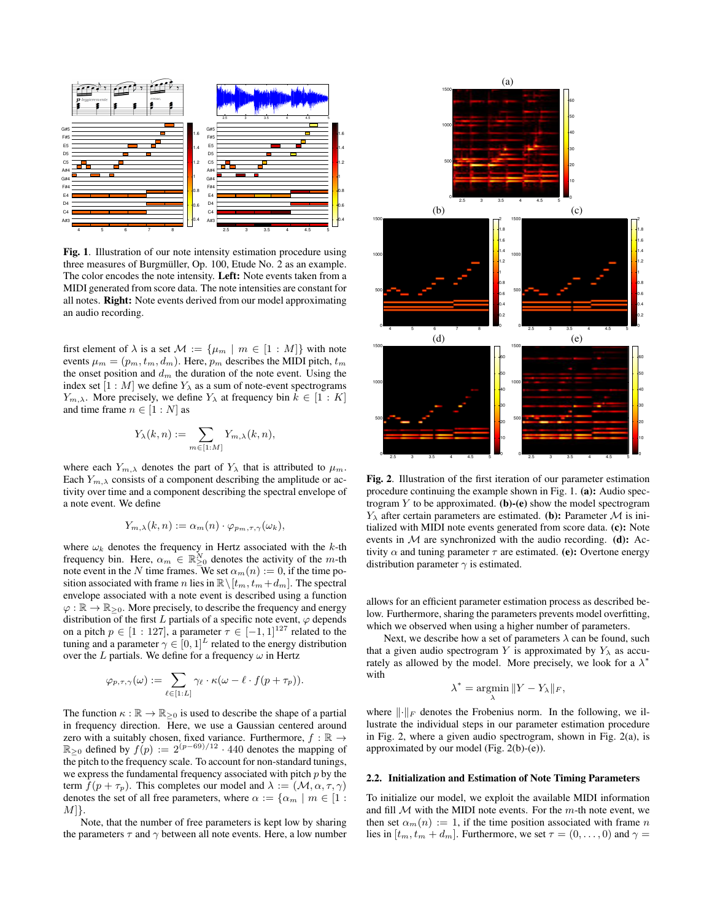**Fig. 1**. Illustration of our note intensity estimation procedure using three measures of Burgmüller, Op. 100, Etude No. 2 as an example. The color encodes the note intensity. **Left:** Note events taken from a MIDI generated from score data. The note intensities are constant for all notes. **Right:** Note events derived from our model approximating an audio recording.

first element of $\lambda$ is a set $\mathcal{M} := \{\mu_m \mid m \in [1 : M]\}$ with note events $\mu_m = (p_m, t_m, d_m)$. Here, $p_m$ describes the MIDI pitch, $t_m$ the onset position and $d_m$ the duration of the note event. Using the index set $[1 : M]$ we define $Y_\lambda$ as a sum of note-event spectrograms $Y_{m,\lambda}$. More precisely, we define $Y_\lambda$ at frequency bin $k \in [1 : K]$ and time frame $n \in [1 : N]$ as

$$Y_\lambda(k, n) := \sum_{m \in [1:M]} Y_{m,\lambda}(k, n),$$

where each $Y_{m,\lambda}$ denotes the part of $Y_\lambda$ that is attributed to $\mu_m$. Each $Y_{m,\lambda}$ consists of a component describing the amplitude or activity over time and a component describing the spectral envelope of a note event. We define

$$Y_{m,\lambda}(k, n) := \alpha_m(n) \cdot \varphi_{p_m,\tau,\gamma}(\omega_k),$$

where $\omega_k$ denotes the frequency in Hertz associated with the $k$-th frequency bin. Here, $\alpha_m \in \mathbb{R}^N_{\geq 0}$ denotes the activity of the $m$-th note event in the $N$ time frames. We set $\alpha_m(n) := 0$, if the time position associated with frame $n$ lies in $\mathbb{R} \setminus [t_m, t_m + d_m]$. The spectral envelope associated with a note event is described using a function $\varphi : \mathbb{R} \to \mathbb{R}_{\geq 0}$. More precisely, to describe the frequency and energy distribution of the first $L$ partials of a specific note event, $\varphi$ depends on a pitch $p \in [1 : 127]$, a parameter $\tau \in [-1, 1]^{127}$ related to the tuning and a parameter $\gamma \in [0, 1]^L$ related to the energy distribution over the $L$ partials. We define for a frequency $\omega$ in Hertz

$$\varphi_{p,\tau,\gamma}(\omega) := \sum_{\ell \in [1:L]} \gamma_\ell \cdot \kappa(\omega - \ell \cdot f(p + \tau_p)).$$

The function $\kappa : \mathbb{R} \to \mathbb{R}_{\geq 0}$ is used to describe the shape of a partial in frequency direction. Here, we use a Gaussian centered around zero with a suitably chosen, fixed variance. Furthermore, $f : \mathbb{R} \to \mathbb{R}_{\geq 0}$ defined by $f(p) := 2^{(p-69)/12} \cdot 440$ denotes the mapping of the pitch to the frequency scale. To account for non-standard tunings, we express the fundamental frequency associated with pitch $p$ by the term $f(p + \tau_p)$. This completes our model and $\lambda := (\mathcal{M}, \alpha, \tau, \gamma)$ denotes the set of all free parameters, where $\alpha := \{\alpha_m \mid m \in [1 : M]\}$.

Note, that the number of free parameters is kept low by sharing the parameters $\tau$ and $\gamma$ between all note events. Here, a low number allows for an efficient parameter estimation process as described below. Furthermore, sharing the parameters prevents model overfitting, which we observed when using a higher number of parameters.

Next, we describe how a set of parameters $\lambda$ can be found, such that a given audio spectrogram $Y$ is approximated by $Y_\lambda$ as accurately as allowed by the model. More precisely, we look for a $\lambda^*$ with

$$\lambda^* = \underset{\lambda}{\operatorname{argmin}} \|Y - Y_\lambda\|_F,$$

where $\|\cdot\|_F$ denotes the Frobenius norm. In the following, we illustrate the individual steps in our parameter estimation procedure in Fig. 2, where a given audio spectrogram, shown in Fig. 2(a), is approximated by our model (Fig. 2(b)-(e)).

**Fig. 2**. Illustration of the first iteration of our parameter estimation procedure continuing the example shown in Fig. 1. **(a):** Audio spectrogram $Y$ to be approximated. **(b)-(e)** show the model spectrogram $Y_\lambda$ after certain parameters are estimated. **(b):** Parameter $\mathcal{M}$ is initialized with MIDI note events generated from score data. **(c):** Note events in $\mathcal{M}$ are synchronized with the audio recording. **(d):** Activity $\alpha$ and tuning parameter $\tau$ are estimated. **(e):** Overtone energy distribution parameter $\gamma$ is estimated.

### 2.2. Initialization and Estimation of Note Timing Parameters

To initialize our model, we exploit the available MIDI information and fill $\mathcal{M}$ with the MIDI note events. For the $m$-th note event, we then set $\alpha_m(n) := 1$, if the time position associated with frame $n$ lies in $[t_m, t_m + d_m]$. Furthermore, we set $\tau = (0, \ldots, 0)$ and $\gamma =$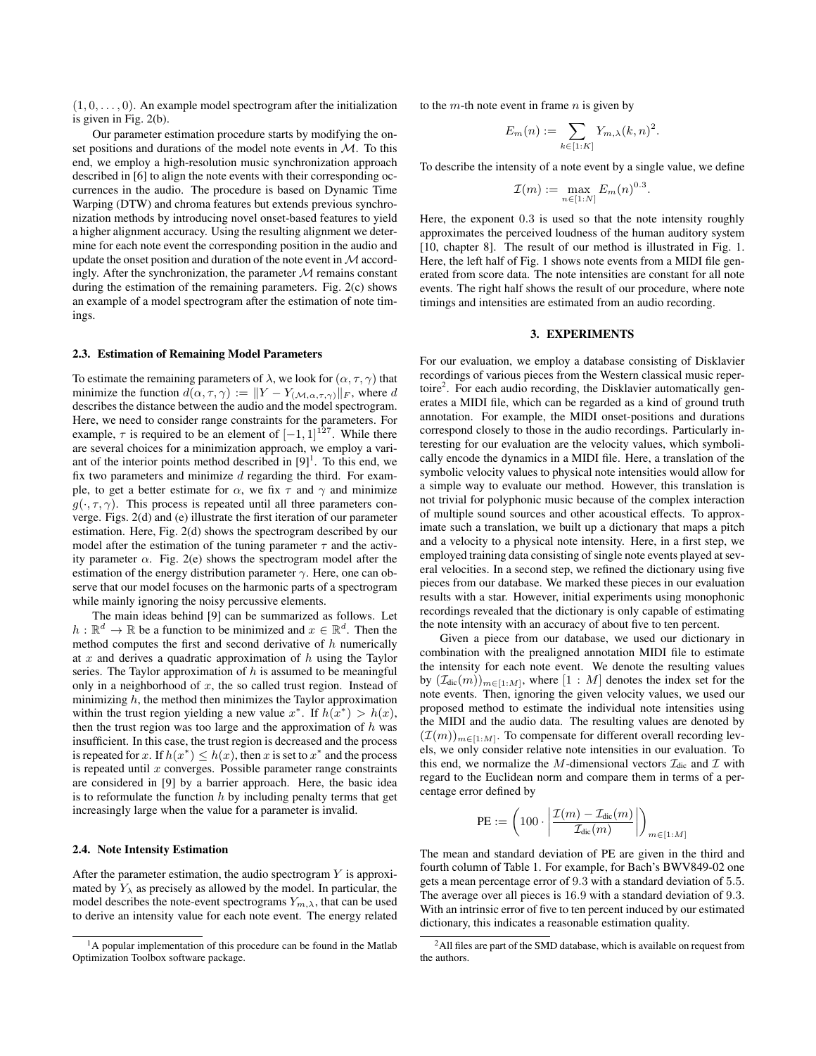$(1, 0, \ldots, 0)$. An example model spectrogram after the initialization is given in Fig. 2(b).

Our parameter estimation procedure starts by modifying the onset positions and durations of the model note events in $\mathcal{M}$. To this end, we employ a high-resolution music synchronization approach described in [6] to align the note events with their corresponding occurrences in the audio. The procedure is based on Dynamic Time Warping (DTW) and chroma features but extends previous synchronization methods by introducing novel onset-based features to yield a higher alignment accuracy. Using the resulting alignment we determine for each note event the corresponding position in the audio and update the onset position and duration of the note event in $\mathcal{M}$ accordingly. After the synchronization, the parameter $\mathcal{M}$ remains constant during the estimation of the remaining parameters. Fig. 2(c) shows an example of a model spectrogram after the estimation of note timings.

### 2.3. Estimation of Remaining Model Parameters

To estimate the remaining parameters of $\lambda$, we look for $(\alpha, \tau, \gamma)$ that minimize the function $d(\alpha, \tau, \gamma) := \|Y - Y_{(\mathcal{M}, \alpha, \tau, \gamma)}\|_F$, where $d$ describes the distance between the audio and the model spectrogram. Here, we need to consider range constraints for the parameters. For example, $\tau$ is required to be an element of $[-1, 1]^{127}$. While there are several choices for a minimization approach, we employ a variant of the interior points method described in [9][1]. To this end, we fix two parameters and minimize $d$ regarding the third. For example, to get a better estimate for $\alpha$, we fix $\tau$ and $\gamma$ and minimize $g(\cdot, \tau, \gamma)$. This process is repeated until all three parameters converge. Figs. 2(d) and (e) illustrate the first iteration of our parameter estimation. Here, Fig. 2(d) shows the spectrogram described by our model after the estimation of the tuning parameter $\tau$ and the activity parameter $\alpha$. Fig. 2(e) shows the spectrogram model after the estimation of the energy distribution parameter $\gamma$. Here, one can observe that our model focuses on the harmonic parts of a spectrogram while mainly ignoring the noisy percussive elements.

The main ideas behind [9] can be summarized as follows. Let $h : \mathbb{R}^d \to \mathbb{R}$ be a function to be minimized and $x \in \mathbb{R}^d$. Then the method computes the first and second derivative of $h$ numerically at $x$ and derives a quadratic approximation of $h$ using the Taylor series. The Taylor approximation of $h$ is assumed to be meaningful only in a neighborhood of $x$, the so called trust region. Instead of minimizing $h$, the method then minimizes the Taylor approximation within the trust region yielding a new value $x^*$. If $h(x^*) > h(x)$, then the trust region was too large and the approximation of $h$ was insufficient. In this case, the trust region is decreased and the process is repeated for $x$. If $h(x^*) \leq h(x)$, then $x$ is set to $x^*$ and the process is repeated until $x$ converges. Possible parameter range constraints are considered in [9] by a barrier approach. Here, the basic idea is to reformulate the function $h$ by including penalty terms that get increasingly large when the value for a parameter is invalid.

### 2.4. Note Intensity Estimation

After the parameter estimation, the audio spectrogram $Y$ is approximated by $Y_\lambda$ as precisely as allowed by the model. In particular, the model describes the note-event spectrograms $Y_{m,\lambda}$, that can be used to derive an intensity value for each note event. The energy related to the $m$-th note event in frame $n$ is given by

$$E_m(n) := \sum_{k \in [1:K]} Y_{m,\lambda}(k, n)^2.$$

To describe the intensity of a note event by a single value, we define

$$\mathcal{I}(m) := \max_{n \in [1:N]} E_m(n)^{0.3}.$$

Here, the exponent $0.3$ is used so that the note intensity roughly approximates the perceived loudness of the human auditory system [10, chapter 8]. The result of our method is illustrated in Fig. 1. Here, the left half of Fig. 1 shows note events from a MIDI file generated from score data. The note intensities are constant for all note events. The right half shows the result of our procedure, where note timings and intensities are estimated from an audio recording.

## 3. EXPERIMENTS

For our evaluation, we employ a database consisting of Disklavier recordings of various pieces from the Western classical music repertoire[2]. For each audio recording, the Disklavier automatically generates a MIDI file, which can be regarded as a kind of ground truth annotation. For example, the MIDI onset-positions and durations correspond closely to those in the audio recordings. Particularly interesting for our evaluation are the velocity values, which symbolically encode the dynamics in a MIDI file. Here, a translation of the symbolic velocity values to physical note intensities would allow for a simple way to evaluate our method. However, this translation is not trivial for polyphonic music because of the complex interaction of multiple sound sources and other acoustical effects. To approximate such a translation, we built up a dictionary that maps a pitch and a velocity to a physical note intensity. Here, in a first step, we employed training data consisting of single note events played at several velocities. In a second step, we refined the dictionary using five pieces from our database. We marked these pieces in our evaluation results with a star. However, initial experiments using monophonic recordings revealed that the dictionary is only capable of estimating the note intensity with an accuracy of about five to ten percent.

Given a piece from our database, we used our dictionary in combination with the prealigned annotation MIDI file to estimate the intensity for each note event. We denote the resulting values by $(\mathcal{I}_{\text{dic}}(m))_{m \in [1:M]}$, where $[1 : M]$ denotes the index set for the note events. Then, ignoring the given velocity values, we used our proposed method to estimate the individual note intensities using the MIDI and the audio data. The resulting values are denoted by $(\mathcal{I}(m))_{m \in [1:M]}$. To compensate for different overall recording levels, we only consider relative note intensities in our evaluation. To this end, we normalize the $M$-dimensional vectors $\mathcal{I}_{\text{dic}}$ and $\mathcal{I}$ with regard to the Euclidean norm and compare them in terms of a percentage error defined by

$$\text{PE} := \left(100 \cdot \left|\frac{\mathcal{I}(m) - \mathcal{I}_{\text{dic}}(m)}{\mathcal{I}_{\text{dic}}(m)}\right|\right)_{m \in [1:M]}$$

The mean and standard deviation of PE are given in the third and fourth column of Table 1. For example, for Bach's BWV849-02 one gets a mean percentage error of $9.3$ with a standard deviation of $5.5$. The average over all pieces is $16.9$ with a standard deviation of $9.3$. With an intrinsic error of five to ten percent induced by our estimated dictionary, this indicates a reasonable estimation quality.

[1] A popular implementation of this procedure can be found in the Matlab Optimization Toolbox software package.

[2] All files are part of the SMD database, which is available on request from the authors.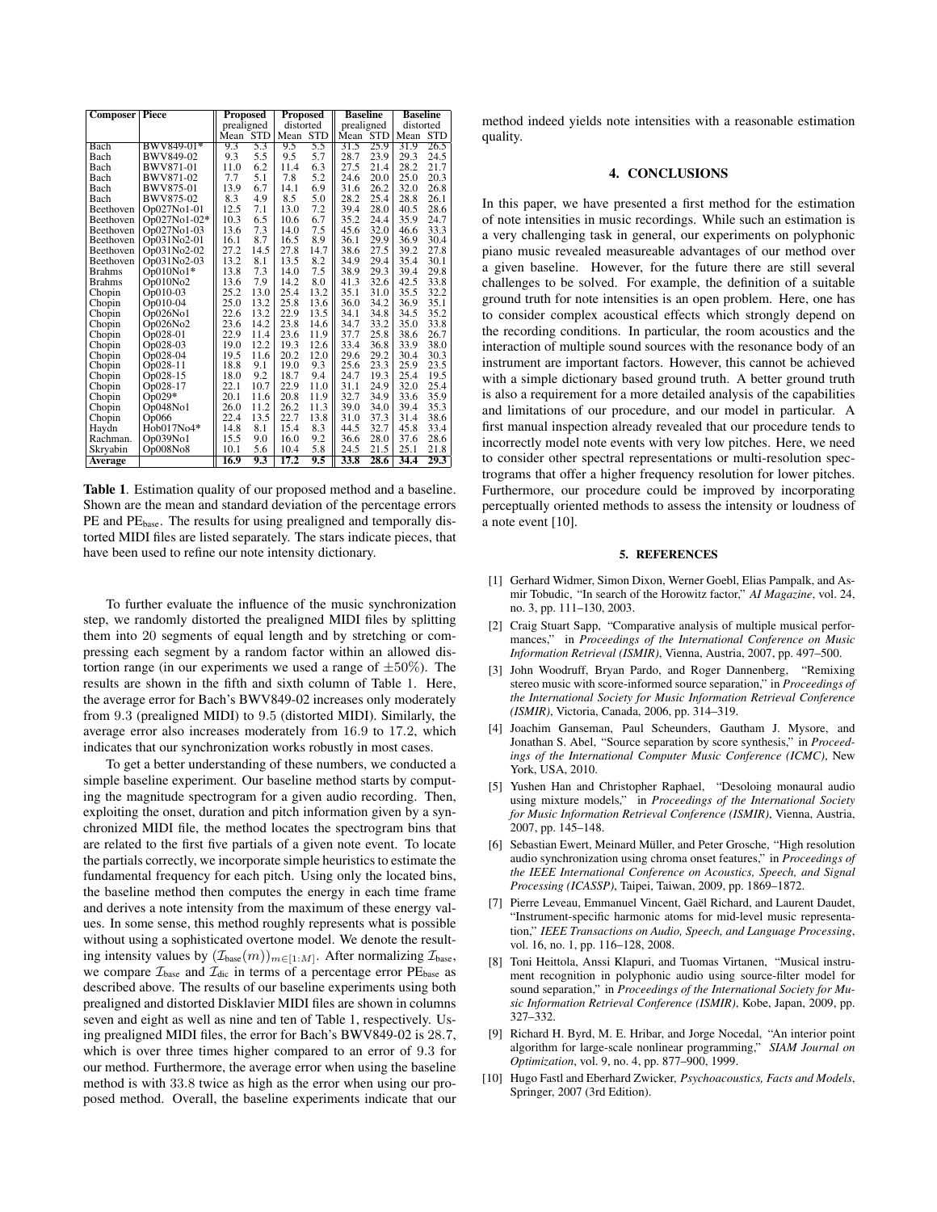| Composer | Piece | Proposed prealigned | | Proposed distorted | | Baseline prealigned | | Baseline distorted | |
|---|---|---|---|---|---|---|---|---|---|
| | | Mean | STD | Mean | STD | Mean | STD | Mean | STD |
| Bach | BWV849-01* | 9.3 | 5.3 | 9.5 | 5.5 | 31.5 | 25.9 | 31.9 | 26.5 |
| Bach | BWV849-02 | 9.3 | 5.5 | 9.5 | 5.7 | 28.7 | 23.9 | 29.3 | 24.5 |
| Bach | BWV871-01 | 11.0 | 6.2 | 11.4 | 6.3 | 27.5 | 21.4 | 28.2 | 21.7 |
| Bach | BWV871-02 | 7.7 | 5.1 | 7.8 | 5.2 | 24.6 | 20.0 | 25.0 | 20.3 |
| Bach | BWV875-01 | 13.9 | 6.7 | 14.1 | 6.9 | 31.6 | 26.2 | 32.0 | 26.8 |
| Bach | BWV875-02 | 8.3 | 4.9 | 8.5 | 5.0 | 28.2 | 25.4 | 28.8 | 26.1 |
| Beethoven | Op027No1-01 | 12.5 | 7.1 | 13.0 | 7.2 | 39.4 | 28.0 | 40.5 | 28.6 |
| Beethoven | Op027No1-02* | 10.3 | 6.5 | 10.6 | 6.7 | 35.2 | 24.4 | 35.9 | 24.7 |
| Beethoven | Op027No1-03 | 13.6 | 7.3 | 14.0 | 7.5 | 45.6 | 32.0 | 46.6 | 33.3 |
| Beethoven | Op031No2-01 | 16.1 | 8.7 | 16.5 | 8.9 | 36.1 | 29.9 | 36.9 | 30.4 |
| Beethoven | Op031No2-02 | 27.2 | 14.5 | 27.8 | 14.7 | 38.6 | 27.5 | 39.2 | 27.8 |
| Beethoven | Op031No2-03 | 13.2 | 8.1 | 13.5 | 8.2 | 34.9 | 29.4 | 35.4 | 30.1 |
| Brahms | Op010No1* | 13.8 | 7.3 | 14.0 | 7.5 | 38.9 | 29.3 | 39.4 | 29.8 |
| Brahms | Op010No2 | 13.6 | 7.9 | 14.2 | 8.0 | 41.3 | 32.6 | 42.5 | 33.8 |
| Chopin | Op010-03 | 25.2 | 13.0 | 25.4 | 13.2 | 35.1 | 31.0 | 35.5 | 32.2 |
| Chopin | Op010-04 | 25.0 | 13.2 | 25.8 | 13.6 | 36.0 | 34.2 | 36.9 | 35.1 |
| Chopin | Op026No1 | 22.6 | 13.2 | 22.9 | 13.5 | 34.1 | 34.8 | 34.5 | 35.2 |
| Chopin | Op026No2 | 23.6 | 14.2 | 23.8 | 14.6 | 34.7 | 33.2 | 35.0 | 33.8 |
| Chopin | Op028-01 | 22.9 | 11.4 | 23.6 | 11.9 | 37.7 | 25.8 | 38.6 | 26.7 |
| Chopin | Op028-03 | 19.0 | 12.2 | 19.3 | 12.6 | 33.4 | 36.8 | 33.9 | 38.0 |
| Chopin | Op028-04 | 19.5 | 11.6 | 20.2 | 12.0 | 29.6 | 29.2 | 30.4 | 30.3 |
| Chopin | Op028-11 | 18.8 | 9.1 | 19.0 | 9.3 | 25.6 | 23.3 | 25.9 | 23.5 |
| Chopin | Op028-15 | 18.0 | 9.2 | 18.7 | 9.4 | 24.7 | 19.3 | 25.4 | 19.5 |
| Chopin | Op028-17 | 22.1 | 10.7 | 22.9 | 11.0 | 31.1 | 24.9 | 32.0 | 25.4 |
| Chopin | Op029* | 20.1 | 11.6 | 20.8 | 11.9 | 32.7 | 34.9 | 33.6 | 35.9 |
| Chopin | Op048No1 | 26.0 | 11.2 | 26.2 | 11.3 | 39.0 | 34.0 | 39.4 | 35.3 |
| Chopin | Op066 | 22.4 | 13.5 | 22.7 | 13.8 | 31.0 | 37.3 | 31.4 | 38.6 |
| Haydn | Hob017No4* | 14.8 | 8.1 | 15.4 | 8.3 | 44.5 | 32.7 | 45.8 | 33.4 |
| Rachman. | Op039No1 | 15.5 | 9.0 | 16.0 | 9.2 | 36.6 | 28.0 | 37.6 | 28.6 |
| Skryabin | Op008No8 | 10.1 | 5.6 | 10.4 | 5.8 | 24.5 | 21.5 | 25.1 | 21.8 |
| **Average** | | **16.9** | **9.3** | **17.2** | **9.5** | **33.8** | **28.6** | **34.4** | **29.3** |

**Table 1**. Estimation quality of our proposed method and a baseline. Shown are the mean and standard deviation of the percentage errors PE and $\text{PE}_{\text{base}}$. The results for using prealigned and temporally distorted MIDI files are listed separately. The stars indicate pieces, that have been used to refine our note intensity dictionary.

To further evaluate the influence of the music synchronization step, we randomly distorted the prealigned MIDI files by splitting them into 20 segments of equal length and by stretching or compressing each segment by a random factor within an allowed distortion range (in our experiments we used a range of $\pm 50\%$). The results are shown in the fifth and sixth column of Table 1. Here, the average error for Bach's BWV849-02 increases only moderately from 9.3 (prealigned MIDI) to 9.5 (distorted MIDI). Similarly, the average error also increases moderately from 16.9 to 17.2, which indicates that our synchronization works robustly in most cases.

To get a better understanding of these numbers, we conducted a simple baseline experiment. Our baseline method starts by computing the magnitude spectrogram for a given audio recording. Then, exploiting the onset, duration and pitch information given by a synchronized MIDI file, the method locates the spectrogram bins that are related to the first five partials of a given note event. To locate the partials correctly, we incorporate simple heuristics to estimate the fundamental frequency for each pitch. Using only the located bins, the baseline method then computes the energy in each time frame and derives a note intensity from the maximum of these energy values. In some sense, this method roughly represents what is possible without using a sophisticated overtone model. We denote the resulting intensity values by $(\mathcal{I}_{\text{base}}(m))_{m\in[1:M]}$. After normalizing $\mathcal{I}_{\text{base}}$, we compare $\mathcal{I}_{\text{base}}$ and $\mathcal{I}_{\text{dic}}$ in terms of a percentage error $\text{PE}_{\text{base}}$ as described above. The results of our baseline experiments using both prealigned and distorted Disklavier MIDI files are shown in columns seven and eight as well as nine and ten of Table 1, respectively. Using prealigned MIDI files, the error for Bach's BWV849-02 is 28.7, which is over three times higher compared to an error of 9.3 for our method. Furthermore, the average error when using the baseline method is with 33.8 twice as high as the error when using our proposed method. Overall, the baseline experiments indicate that our method indeed yields note intensities with a reasonable estimation quality.

## 4. CONCLUSIONS

In this paper, we have presented a first method for the estimation of note intensities in music recordings. While such an estimation is a very challenging task in general, our experiments on polyphonic piano music revealed measureable advantages of our method over a given baseline. However, for the future there are still several challenges to be solved. For example, the definition of a suitable ground truth for note intensities is an open problem. Here, one has to consider complex acoustical effects which strongly depend on the recording conditions. In particular, the room acoustics and the interaction of multiple sound sources with the resonance body of an instrument are important factors. However, this cannot be achieved with a simple dictionary based ground truth. A better ground truth is also a requirement for a more detailed analysis of the capabilities and limitations of our procedure, and our model in particular. A first manual inspection already revealed that our procedure tends to incorrectly model note events with very low pitches. Here, we need to consider other spectral representations or multi-resolution spectrograms that offer a higher frequency resolution for lower pitches. Furthermore, our procedure could be improved by incorporating perceptually oriented methods to assess the intensity or loudness of a note event [10].

## 5. REFERENCES

[1] Gerhard Widmer, Simon Dixon, Werner Goebl, Elias Pampalk, and Asmir Tobudic, "In search of the Horowitz factor," *AI Magazine*, vol. 24, no. 3, pp. 111–130, 2003.

[2] Craig Stuart Sapp, "Comparative analysis of multiple musical performances," in *Proceedings of the International Conference on Music Information Retrieval (ISMIR)*, Vienna, Austria, 2007, pp. 497–500.

[3] John Woodruff, Bryan Pardo, and Roger Dannenberg, "Remixing stereo music with score-informed source separation," in *Proceedings of the International Society for Music Information Retrieval Conference (ISMIR)*, Victoria, Canada, 2006, pp. 314–319.

[4] Joachim Ganseman, Paul Scheunders, Gautham J. Mysore, and Jonathan S. Abel, "Source separation by score synthesis," in *Proceedings of the International Computer Music Conference (ICMC)*, New York, USA, 2010.

[5] Yushen Han and Christopher Raphael, "Desoloing monaural audio using mixture models," in *Proceedings of the International Society for Music Information Retrieval Conference (ISMIR)*, Vienna, Austria, 2007, pp. 145–148.

[6] Sebastian Ewert, Meinard Müller, and Peter Grosche, "High resolution audio synchronization using chroma onset features," in *Proceedings of the IEEE International Conference on Acoustics, Speech, and Signal Processing (ICASSP)*, Taipei, Taiwan, 2009, pp. 1869–1872.

[7] Pierre Leveau, Emmanuel Vincent, Gaël Richard, and Laurent Daudet, "Instrument-specific harmonic atoms for mid-level music representation," *IEEE Transactions on Audio, Speech, and Language Processing*, vol. 16, no. 1, pp. 116–128, 2008.

[8] Toni Heittola, Anssi Klapuri, and Tuomas Virtanen, "Musical instrument recognition in polyphonic audio using source-filter model for sound separation," in *Proceedings of the International Society for Music Information Retrieval Conference (ISMIR)*, Kobe, Japan, 2009, pp. 327–332.

[9] Richard H. Byrd, M. E. Hribar, and Jorge Nocedal, "An interior point algorithm for large-scale nonlinear programming," *SIAM Journal on Optimization*, vol. 9, no. 4, pp. 877–900, 1999.

[10] Hugo Fastl and Eberhard Zwicker, *Psychoacoustics, Facts and Models*, Springer, 2007 (3rd Edition).